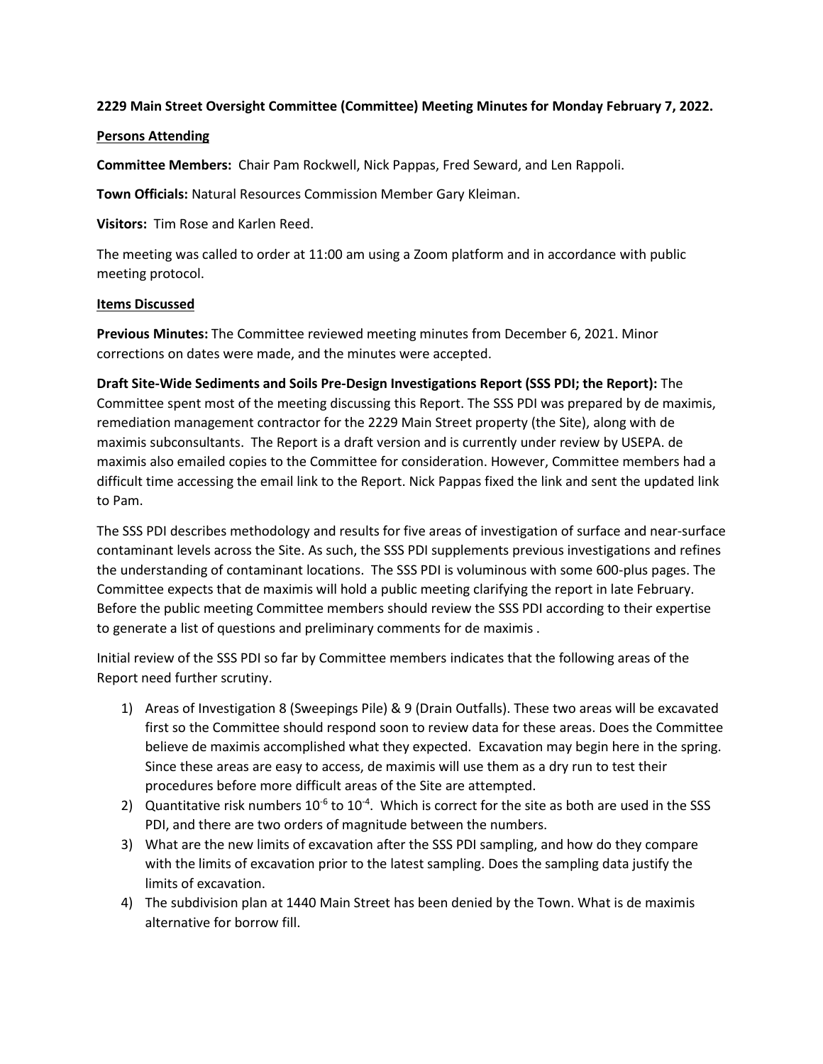**2229 Main Street Oversight Committee (Committee) Meeting Minutes for Monday February 7, 2022.**

**Persons Attending**

**Committee Members:** Chair Pam Rockwell, Nick Pappas, Fred Seward, and Len Rappoli.

**Town Officials:** Natural Resources Commission Member Gary Kleiman.

**Visitors:** Tim Rose and Karlen Reed.

The meeting was called to order at 11:00 am using a Zoom platform and in accordance with public meeting protocol.

**Items Discussed**

**Previous Minutes:** The Committee reviewed meeting minutes from December 6, 2021. Minor corrections on dates were made, and the minutes were accepted.

**Draft Site-Wide Sediments and Soils Pre-Design Investigations Report (SSS PDI; the Report):** The Committee spent most of the meeting discussing this Report. The SSS PDI was prepared by de maximis, remediation management contractor for the 2229 Main Street property (the Site), along with de maximis subconsultants. The Report is a draft version and is currently under review by USEPA. de maximis also emailed copies to the Committee for consideration. However, Committee members had a difficult time accessing the email link to the Report. Nick Pappas fixed the link and sent the updated link to Pam.

The SSS PDI describes methodology and results for five areas of investigation of surface and near-surface contaminant levels across the Site. As such, the SSS PDI supplements previous investigations and refines the understanding of contaminant locations. The SSS PDI is voluminous with some 600-plus pages. The Committee expects that de maximis will hold a public meeting clarifying the report in late February. Before the public meeting Committee members should review the SSS PDI according to their expertise to generate a list of questions and preliminary comments for de maximis .

Initial review of the SSS PDI so far by Committee members indicates that the following areas of the Report need further scrutiny.

1) Areas of Investigation 8 (Sweepings Pile) & 9 (Drain Outfalls). These two areas will be excavated first so the Committee should respond soon to review data for these areas. Does the Committee believe de maximis accomplished what they expected. Excavation may begin here in the spring. Since these areas are easy to access, de maximis will use them as a dry run to test their procedures before more difficult areas of the Site are attempted.
2) Quantitative risk numbers $10^{-6}$ to $10^{-4}$. Which is correct for the site as both are used in the SSS PDI, and there are two orders of magnitude between the numbers.
3) What are the new limits of excavation after the SSS PDI sampling, and how do they compare with the limits of excavation prior to the latest sampling. Does the sampling data justify the limits of excavation.
4) The subdivision plan at 1440 Main Street has been denied by the Town. What is de maximis alternative for borrow fill.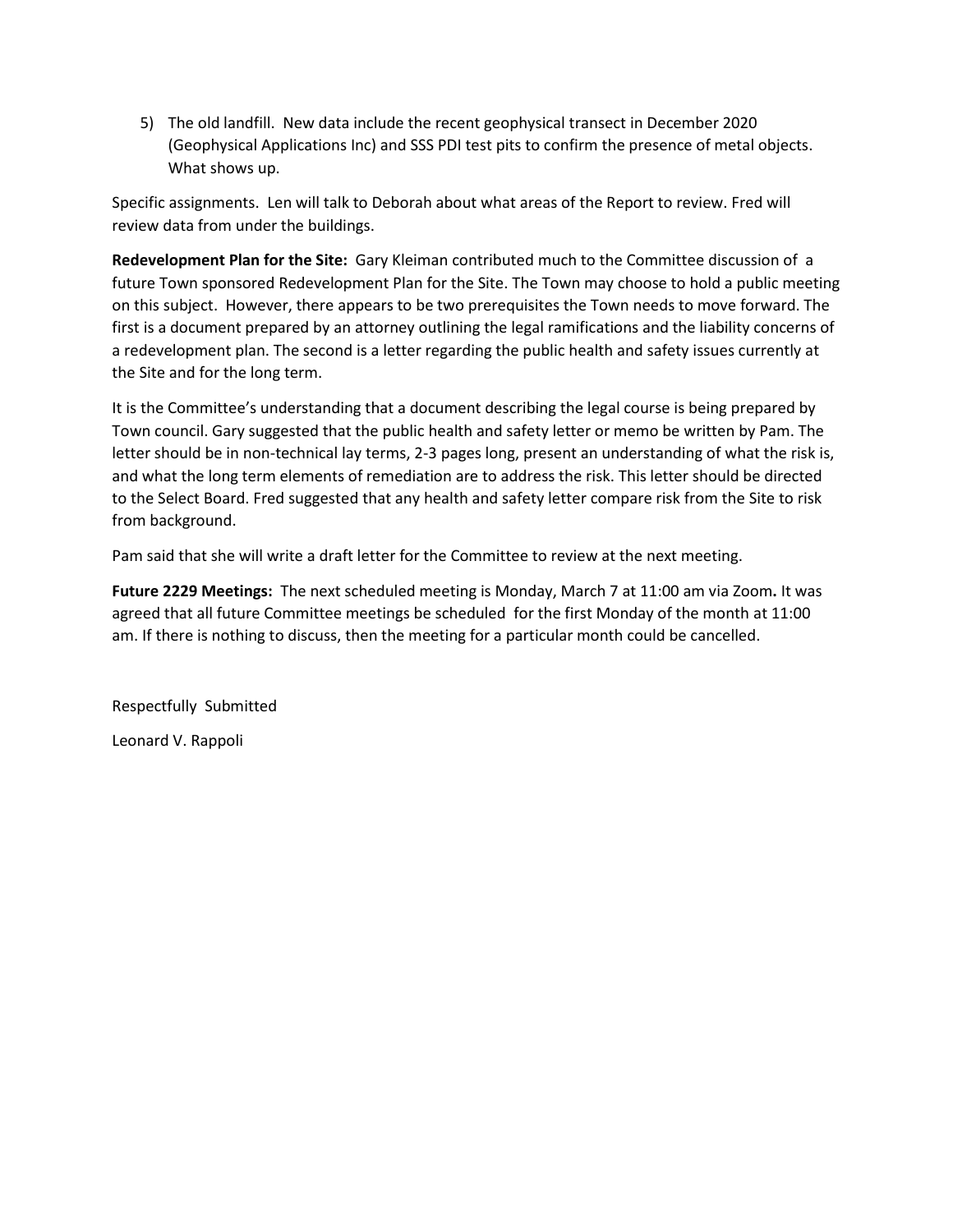5) The old landfill. New data include the recent geophysical transect in December 2020 (Geophysical Applications Inc) and SSS PDI test pits to confirm the presence of metal objects. What shows up.

Specific assignments. Len will talk to Deborah about what areas of the Report to review. Fred will review data from under the buildings.

**Redevelopment Plan for the Site:** Gary Kleiman contributed much to the Committee discussion of a future Town sponsored Redevelopment Plan for the Site. The Town may choose to hold a public meeting on this subject. However, there appears to be two prerequisites the Town needs to move forward. The first is a document prepared by an attorney outlining the legal ramifications and the liability concerns of a redevelopment plan. The second is a letter regarding the public health and safety issues currently at the Site and for the long term.

It is the Committee's understanding that a document describing the legal course is being prepared by Town council. Gary suggested that the public health and safety letter or memo be written by Pam. The letter should be in non-technical lay terms, 2-3 pages long, present an understanding of what the risk is, and what the long term elements of remediation are to address the risk. This letter should be directed to the Select Board. Fred suggested that any health and safety letter compare risk from the Site to risk from background.

Pam said that she will write a draft letter for the Committee to review at the next meeting.

**Future 2229 Meetings:** The next scheduled meeting is Monday, March 7 at 11:00 am via Zoom**.** It was agreed that all future Committee meetings be scheduled for the first Monday of the month at 11:00 am. If there is nothing to discuss, then the meeting for a particular month could be cancelled.

Respectfully Submitted

Leonard V. Rappoli